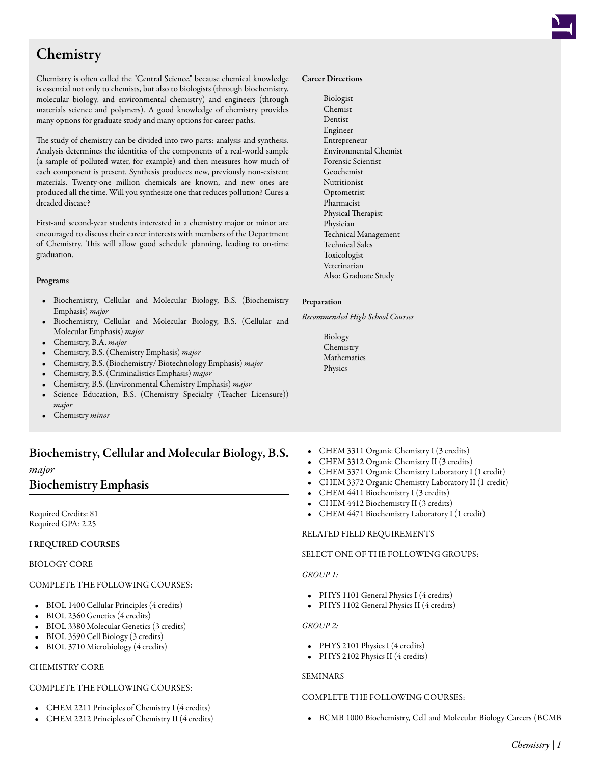# Chemistry

Chemistry is often called the "Central Science," because chemical knowledge is essential not only to chemists, but also to biologists (through biochemistry, molecular biology, and environmental chemistry) and engineers (through materials science and polymers). A good knowledge of chemistry provides many options for graduate study and many options for career paths.

The study of chemistry can be divided into two parts: analysis and synthesis. Analysis determines the identities of the components of a real-world sample (a sample of polluted water, for example) and then measures how much of each component is present. Synthesis produces new, previously non-existent materials. Twenty-one million chemicals are known, and new ones are produced all the time. Will you synthesize one that reduces pollution? Cures a dreaded disease?

First-and second-year students interested in a chemistry major or minor are encouraged to discuss their career interests with members of the Department of Chemistry. This will allow good schedule planning, leading to on-time graduation.

**Programs**

- Biochemistry, Cellular and Molecular Biology, B.S. (Biochemistry Emphasis) *major*
- Biochemistry, Cellular and Molecular Biology, B.S. (Cellular and Molecular Emphasis) *major*
- Chemistry, B.A. *major*
- Chemistry, B.S. (Chemistry Emphasis) *major*
- Chemistry, B.S. (Biochemistry/ Biotechnology Emphasis) *major*
- Chemistry, B.S. (Criminalistics Emphasis) *major*
- Chemistry, B.S. (Environmental Chemistry Emphasis) *major*
- Science Education, B.S. (Chemistry Specialty (Teacher Licensure)) *major*
- Chemistry *minor*

**Career Directions**

- Biologist
- Chemist
- Dentist
- Engineer
- Entrepreneur
- Environmental Chemist
- Forensic Scientist
- Geochemist
- Nutritionist
- Optometrist
- Pharmacist
- Physical Therapist
- Physician
- Technical Management
- Technical Sales
- Toxicologist
- Veterinarian
- Also: Graduate Study

**Preparation**

*Recommended High School Courses*

- Biology
- Chemistry
- Mathematics
- Physics

## Biochemistry, Cellular and Molecular Biology, B.S.

*major*

## Biochemistry Emphasis

Required Credits: 81
Required GPA: 2.25

**I REQUIRED COURSES**

BIOLOGY CORE

COMPLETE THE FOLLOWING COURSES:

- BIOL 1400 Cellular Principles (4 credits)
- BIOL 2360 Genetics (4 credits)
- BIOL 3380 Molecular Genetics (3 credits)
- BIOL 3590 Cell Biology (3 credits)
- BIOL 3710 Microbiology (4 credits)

CHEMISTRY CORE

COMPLETE THE FOLLOWING COURSES:

- CHEM 2211 Principles of Chemistry I (4 credits)
- CHEM 2212 Principles of Chemistry II (4 credits)
- CHEM 3311 Organic Chemistry I (3 credits)
- CHEM 3312 Organic Chemistry II (3 credits)
- CHEM 3371 Organic Chemistry Laboratory I (1 credit)
- CHEM 3372 Organic Chemistry Laboratory II (1 credit)
- CHEM 4411 Biochemistry I (3 credits)
- CHEM 4412 Biochemistry II (3 credits)
- CHEM 4471 Biochemistry Laboratory I (1 credit)

RELATED FIELD REQUIREMENTS

SELECT ONE OF THE FOLLOWING GROUPS:

*GROUP 1:*

- PHYS 1101 General Physics I (4 credits)
- PHYS 1102 General Physics II (4 credits)

*GROUP 2:*

- PHYS 2101 Physics I (4 credits)
- PHYS 2102 Physics II (4 credits)

SEMINARS

COMPLETE THE FOLLOWING COURSES:

- BCMB 1000 Biochemistry, Cell and Molecular Biology Careers (BCMB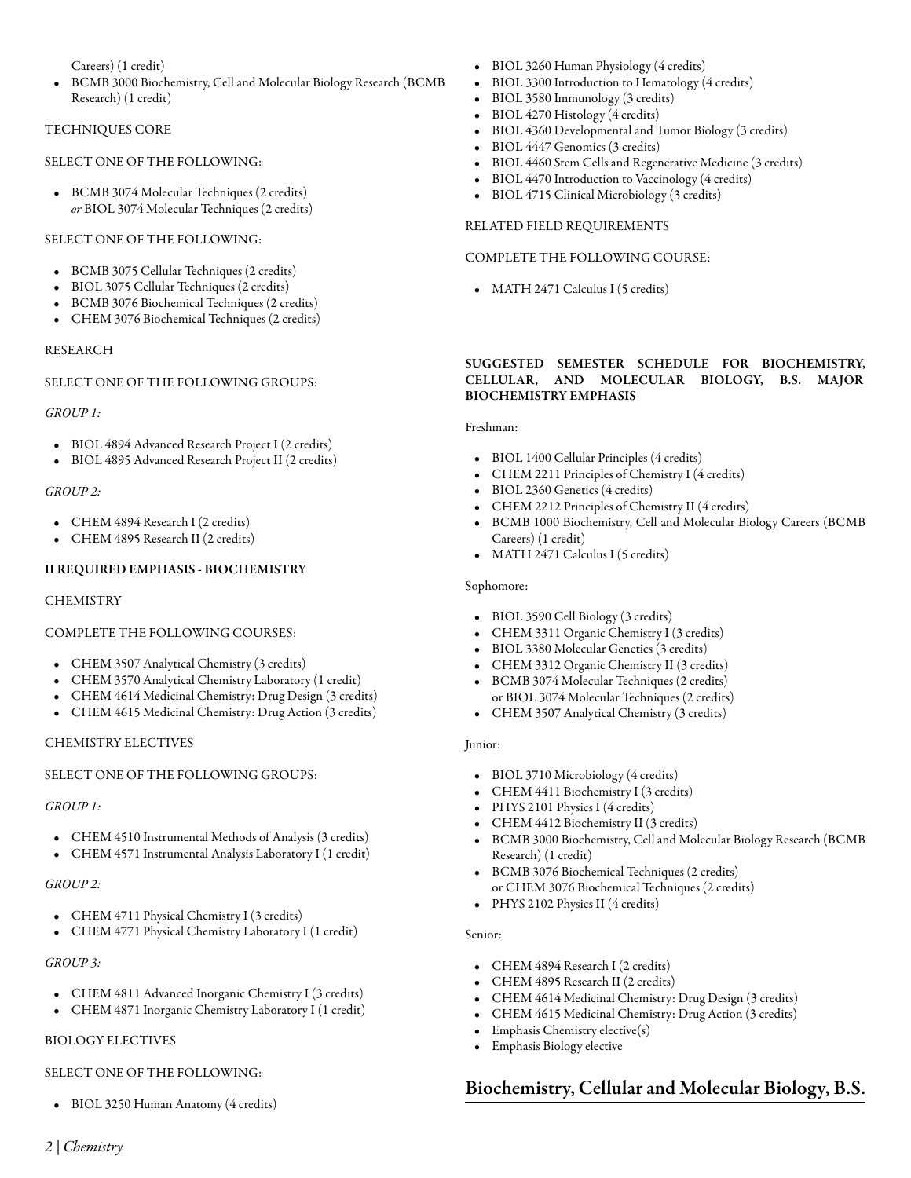Careers) (1 credit)

- BCMB 3000 Biochemistry, Cell and Molecular Biology Research (BCMB Research) (1 credit)

TECHNIQUES CORE

SELECT ONE OF THE FOLLOWING:

- BCMB 3074 Molecular Techniques (2 credits) *or* BIOL 3074 Molecular Techniques (2 credits)

SELECT ONE OF THE FOLLOWING:

- BCMB 3075 Cellular Techniques (2 credits)
- BIOL 3075 Cellular Techniques (2 credits)
- BCMB 3076 Biochemical Techniques (2 credits)
- CHEM 3076 Biochemical Techniques (2 credits)

RESEARCH

SELECT ONE OF THE FOLLOWING GROUPS:

*GROUP 1:*

- BIOL 4894 Advanced Research Project I (2 credits)
- BIOL 4895 Advanced Research Project II (2 credits)

*GROUP 2:*

- CHEM 4894 Research I (2 credits)
- CHEM 4895 Research II (2 credits)

**II REQUIRED EMPHASIS - BIOCHEMISTRY**

CHEMISTRY

COMPLETE THE FOLLOWING COURSES:

- CHEM 3507 Analytical Chemistry (3 credits)
- CHEM 3570 Analytical Chemistry Laboratory (1 credit)
- CHEM 4614 Medicinal Chemistry: Drug Design (3 credits)
- CHEM 4615 Medicinal Chemistry: Drug Action (3 credits)

CHEMISTRY ELECTIVES

SELECT ONE OF THE FOLLOWING GROUPS:

*GROUP 1:*

- CHEM 4510 Instrumental Methods of Analysis (3 credits)
- CHEM 4571 Instrumental Analysis Laboratory I (1 credit)

*GROUP 2:*

- CHEM 4711 Physical Chemistry I (3 credits)
- CHEM 4771 Physical Chemistry Laboratory I (1 credit)

*GROUP 3:*

- CHEM 4811 Advanced Inorganic Chemistry I (3 credits)
- CHEM 4871 Inorganic Chemistry Laboratory I (1 credit)

BIOLOGY ELECTIVES

SELECT ONE OF THE FOLLOWING:

- BIOL 3250 Human Anatomy (4 credits)
- BIOL 3260 Human Physiology (4 credits)
- BIOL 3300 Introduction to Hematology (4 credits)
- BIOL 3580 Immunology (3 credits)
- BIOL 4270 Histology (4 credits)
- BIOL 4360 Developmental and Tumor Biology (3 credits)
- BIOL 4447 Genomics (3 credits)
- BIOL 4460 Stem Cells and Regenerative Medicine (3 credits)
- BIOL 4470 Introduction to Vaccinology (4 credits)
- BIOL 4715 Clinical Microbiology (3 credits)

RELATED FIELD REQUIREMENTS

COMPLETE THE FOLLOWING COURSE:

- MATH 2471 Calculus I (5 credits)

**SUGGESTED SEMESTER SCHEDULE FOR BIOCHEMISTRY, CELLULAR, AND MOLECULAR BIOLOGY, B.S. MAJOR BIOCHEMISTRY EMPHASIS**

Freshman:

- BIOL 1400 Cellular Principles (4 credits)
- CHEM 2211 Principles of Chemistry I (4 credits)
- BIOL 2360 Genetics (4 credits)
- CHEM 2212 Principles of Chemistry II (4 credits)
- BCMB 1000 Biochemistry, Cell and Molecular Biology Careers (BCMB Careers) (1 credit)
- MATH 2471 Calculus I (5 credits)

Sophomore:

- BIOL 3590 Cell Biology (3 credits)
- CHEM 3311 Organic Chemistry I (3 credits)
- BIOL 3380 Molecular Genetics (3 credits)
- CHEM 3312 Organic Chemistry II (3 credits)
- BCMB 3074 Molecular Techniques (2 credits) or BIOL 3074 Molecular Techniques (2 credits)
- CHEM 3507 Analytical Chemistry (3 credits)

Junior:

- BIOL 3710 Microbiology (4 credits)
- CHEM 4411 Biochemistry I (3 credits)
- PHYS 2101 Physics I (4 credits)
- CHEM 4412 Biochemistry II (3 credits)
- BCMB 3000 Biochemistry, Cell and Molecular Biology Research (BCMB Research) (1 credit)
- BCMB 3076 Biochemical Techniques (2 credits) or CHEM 3076 Biochemical Techniques (2 credits)
- PHYS 2102 Physics II (4 credits)

Senior:

- CHEM 4894 Research I (2 credits)
- CHEM 4895 Research II (2 credits)
- CHEM 4614 Medicinal Chemistry: Drug Design (3 credits)
- CHEM 4615 Medicinal Chemistry: Drug Action (3 credits)
- Emphasis Chemistry elective(s)
- Emphasis Biology elective

## Biochemistry, Cellular and Molecular Biology, B.S.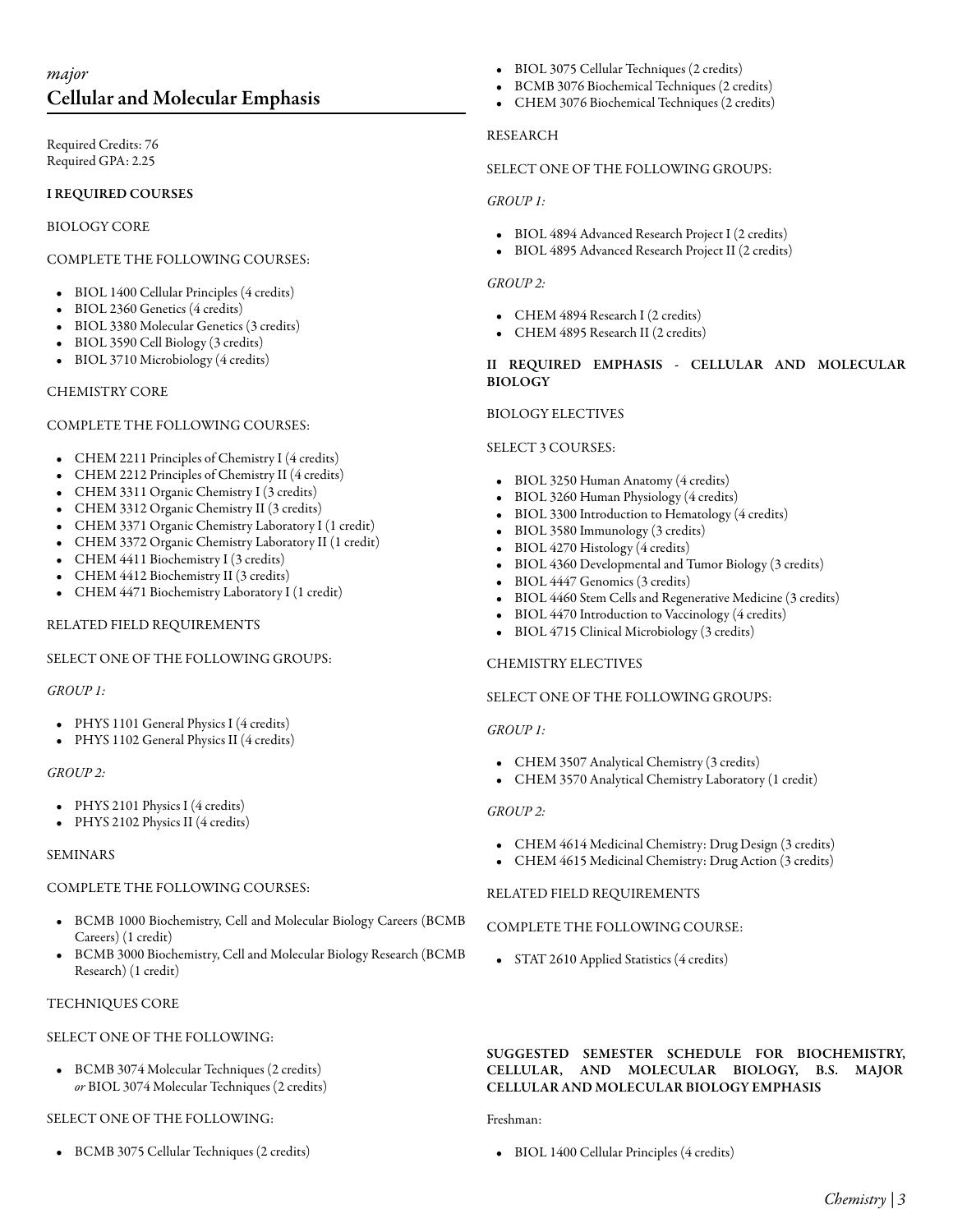*major*

## Cellular and Molecular Emphasis

Required Credits: 76
Required GPA: 2.25

### I REQUIRED COURSES

BIOLOGY CORE

COMPLETE THE FOLLOWING COURSES:

- BIOL 1400 Cellular Principles (4 credits)
- BIOL 2360 Genetics (4 credits)
- BIOL 3380 Molecular Genetics (3 credits)
- BIOL 3590 Cell Biology (3 credits)
- BIOL 3710 Microbiology (4 credits)

CHEMISTRY CORE

COMPLETE THE FOLLOWING COURSES:

- CHEM 2211 Principles of Chemistry I (4 credits)
- CHEM 2212 Principles of Chemistry II (4 credits)
- CHEM 3311 Organic Chemistry I (3 credits)
- CHEM 3312 Organic Chemistry II (3 credits)
- CHEM 3371 Organic Chemistry Laboratory I (1 credit)
- CHEM 3372 Organic Chemistry Laboratory II (1 credit)
- CHEM 4411 Biochemistry I (3 credits)
- CHEM 4412 Biochemistry II (3 credits)
- CHEM 4471 Biochemistry Laboratory I (1 credit)

RELATED FIELD REQUIREMENTS

SELECT ONE OF THE FOLLOWING GROUPS:

*GROUP 1:*

- PHYS 1101 General Physics I (4 credits)
- PHYS 1102 General Physics II (4 credits)

*GROUP 2:*

- PHYS 2101 Physics I (4 credits)
- PHYS 2102 Physics II (4 credits)

SEMINARS

COMPLETE THE FOLLOWING COURSES:

- BCMB 1000 Biochemistry, Cell and Molecular Biology Careers (BCMB Careers) (1 credit)
- BCMB 3000 Biochemistry, Cell and Molecular Biology Research (BCMB Research) (1 credit)

TECHNIQUES CORE

SELECT ONE OF THE FOLLOWING:

- BCMB 3074 Molecular Techniques (2 credits)
  *or* BIOL 3074 Molecular Techniques (2 credits)

SELECT ONE OF THE FOLLOWING:

- BCMB 3075 Cellular Techniques (2 credits)
- BIOL 3075 Cellular Techniques (2 credits)
- BCMB 3076 Biochemical Techniques (2 credits)
- CHEM 3076 Biochemical Techniques (2 credits)

RESEARCH

SELECT ONE OF THE FOLLOWING GROUPS:

*GROUP 1:*

- BIOL 4894 Advanced Research Project I (2 credits)
- BIOL 4895 Advanced Research Project II (2 credits)

*GROUP 2:*

- CHEM 4894 Research I (2 credits)
- CHEM 4895 Research II (2 credits)

### II REQUIRED EMPHASIS - CELLULAR AND MOLECULAR BIOLOGY

BIOLOGY ELECTIVES

SELECT 3 COURSES:

- BIOL 3250 Human Anatomy (4 credits)
- BIOL 3260 Human Physiology (4 credits)
- BIOL 3300 Introduction to Hematology (4 credits)
- BIOL 3580 Immunology (3 credits)
- BIOL 4270 Histology (4 credits)
- BIOL 4360 Developmental and Tumor Biology (3 credits)
- BIOL 4447 Genomics (3 credits)
- BIOL 4460 Stem Cells and Regenerative Medicine (3 credits)
- BIOL 4470 Introduction to Vaccinology (4 credits)
- BIOL 4715 Clinical Microbiology (3 credits)

CHEMISTRY ELECTIVES

SELECT ONE OF THE FOLLOWING GROUPS:

*GROUP 1:*

- CHEM 3507 Analytical Chemistry (3 credits)
- CHEM 3570 Analytical Chemistry Laboratory (1 credit)

*GROUP 2:*

- CHEM 4614 Medicinal Chemistry: Drug Design (3 credits)
- CHEM 4615 Medicinal Chemistry: Drug Action (3 credits)

RELATED FIELD REQUIREMENTS

COMPLETE THE FOLLOWING COURSE:

- STAT 2610 Applied Statistics (4 credits)

### SUGGESTED SEMESTER SCHEDULE FOR BIOCHEMISTRY, CELLULAR, AND MOLECULAR BIOLOGY, B.S. MAJOR CELLULAR AND MOLECULAR BIOLOGY EMPHASIS

Freshman:

- BIOL 1400 Cellular Principles (4 credits)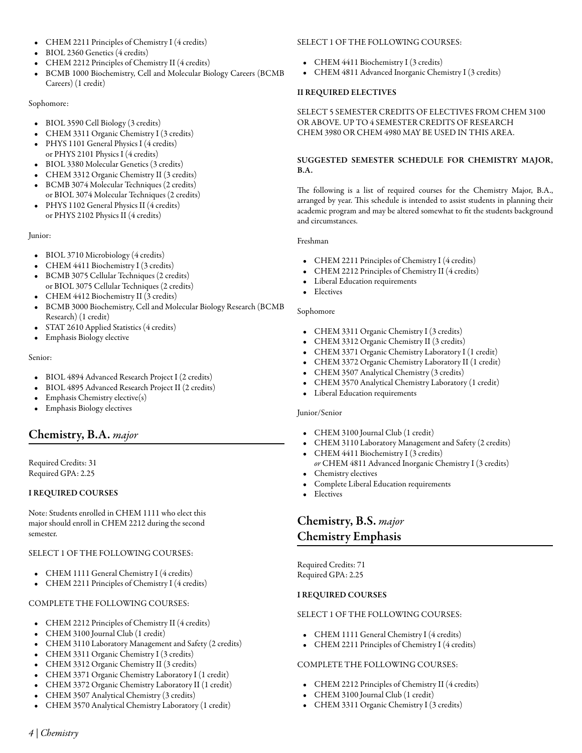- CHEM 2211 Principles of Chemistry I (4 credits)
- BIOL 2360 Genetics (4 credits)
- CHEM 2212 Principles of Chemistry II (4 credits)
- BCMB 1000 Biochemistry, Cell and Molecular Biology Careers (BCMB Careers) (1 credit)

Sophomore:

- BIOL 3590 Cell Biology (3 credits)
- CHEM 3311 Organic Chemistry I (3 credits)
- PHYS 1101 General Physics I (4 credits)
  or PHYS 2101 Physics I (4 credits)
- BIOL 3380 Molecular Genetics (3 credits)
- CHEM 3312 Organic Chemistry II (3 credits)
- BCMB 3074 Molecular Techniques (2 credits)
  or BIOL 3074 Molecular Techniques (2 credits)
- PHYS 1102 General Physics II (4 credits)
  or PHYS 2102 Physics II (4 credits)

Junior:

- BIOL 3710 Microbiology (4 credits)
- CHEM 4411 Biochemistry I (3 credits)
- BCMB 3075 Cellular Techniques (2 credits)
  or BIOL 3075 Cellular Techniques (2 credits)
- CHEM 4412 Biochemistry II (3 credits)
- BCMB 3000 Biochemistry, Cell and Molecular Biology Research (BCMB Research) (1 credit)
- STAT 2610 Applied Statistics (4 credits)
- Emphasis Biology elective

Senior:

- BIOL 4894 Advanced Research Project I (2 credits)
- BIOL 4895 Advanced Research Project II (2 credits)
- Emphasis Chemistry elective(s)
- Emphasis Biology electives

## Chemistry, B.A. *major*

Required Credits: 31
Required GPA: 2.25

### I REQUIRED COURSES

Note: Students enrolled in CHEM 1111 who elect this major should enroll in CHEM 2212 during the second semester.

SELECT 1 OF THE FOLLOWING COURSES:

- CHEM 1111 General Chemistry I (4 credits)
- CHEM 2211 Principles of Chemistry I (4 credits)

COMPLETE THE FOLLOWING COURSES:

- CHEM 2212 Principles of Chemistry II (4 credits)
- CHEM 3100 Journal Club (1 credit)
- CHEM 3110 Laboratory Management and Safety (2 credits)
- CHEM 3311 Organic Chemistry I (3 credits)
- CHEM 3312 Organic Chemistry II (3 credits)
- CHEM 3371 Organic Chemistry Laboratory I (1 credit)
- CHEM 3372 Organic Chemistry Laboratory II (1 credit)
- CHEM 3507 Analytical Chemistry (3 credits)
- CHEM 3570 Analytical Chemistry Laboratory (1 credit)

SELECT 1 OF THE FOLLOWING COURSES:

- CHEM 4411 Biochemistry I (3 credits)
- CHEM 4811 Advanced Inorganic Chemistry I (3 credits)

### II REQUIRED ELECTIVES

SELECT 5 SEMESTER CREDITS OF ELECTIVES FROM CHEM 3100 OR ABOVE. UP TO 4 SEMESTER CREDITS OF RESEARCH CHEM 3980 OR CHEM 4980 MAY BE USED IN THIS AREA.

### SUGGESTED SEMESTER SCHEDULE FOR CHEMISTRY MAJOR, B.A.

The following is a list of required courses for the Chemistry Major, B.A., arranged by year. This schedule is intended to assist students in planning their academic program and may be altered somewhat to fit the students background and circumstances.

Freshman

- CHEM 2211 Principles of Chemistry I (4 credits)
- CHEM 2212 Principles of Chemistry II (4 credits)
- Liberal Education requirements
- Electives

Sophomore

- CHEM 3311 Organic Chemistry I (3 credits)
- CHEM 3312 Organic Chemistry II (3 credits)
- CHEM 3371 Organic Chemistry Laboratory I (1 credit)
- CHEM 3372 Organic Chemistry Laboratory II (1 credit)
- CHEM 3507 Analytical Chemistry (3 credits)
- CHEM 3570 Analytical Chemistry Laboratory (1 credit)
- Liberal Education requirements

Junior/Senior

- CHEM 3100 Journal Club (1 credit)
- CHEM 3110 Laboratory Management and Safety (2 credits)
- CHEM 4411 Biochemistry I (3 credits)
  *or* CHEM 4811 Advanced Inorganic Chemistry I (3 credits)
- Chemistry electives
- Complete Liberal Education requirements
- Electives

## Chemistry, B.S. *major*
## Chemistry Emphasis

Required Credits: 71
Required GPA: 2.25

### I REQUIRED COURSES

SELECT 1 OF THE FOLLOWING COURSES:

- CHEM 1111 General Chemistry I (4 credits)
- CHEM 2211 Principles of Chemistry I (4 credits)

COMPLETE THE FOLLOWING COURSES:

- CHEM 2212 Principles of Chemistry II (4 credits)
- CHEM 3100 Journal Club (1 credit)
- CHEM 3311 Organic Chemistry I (3 credits)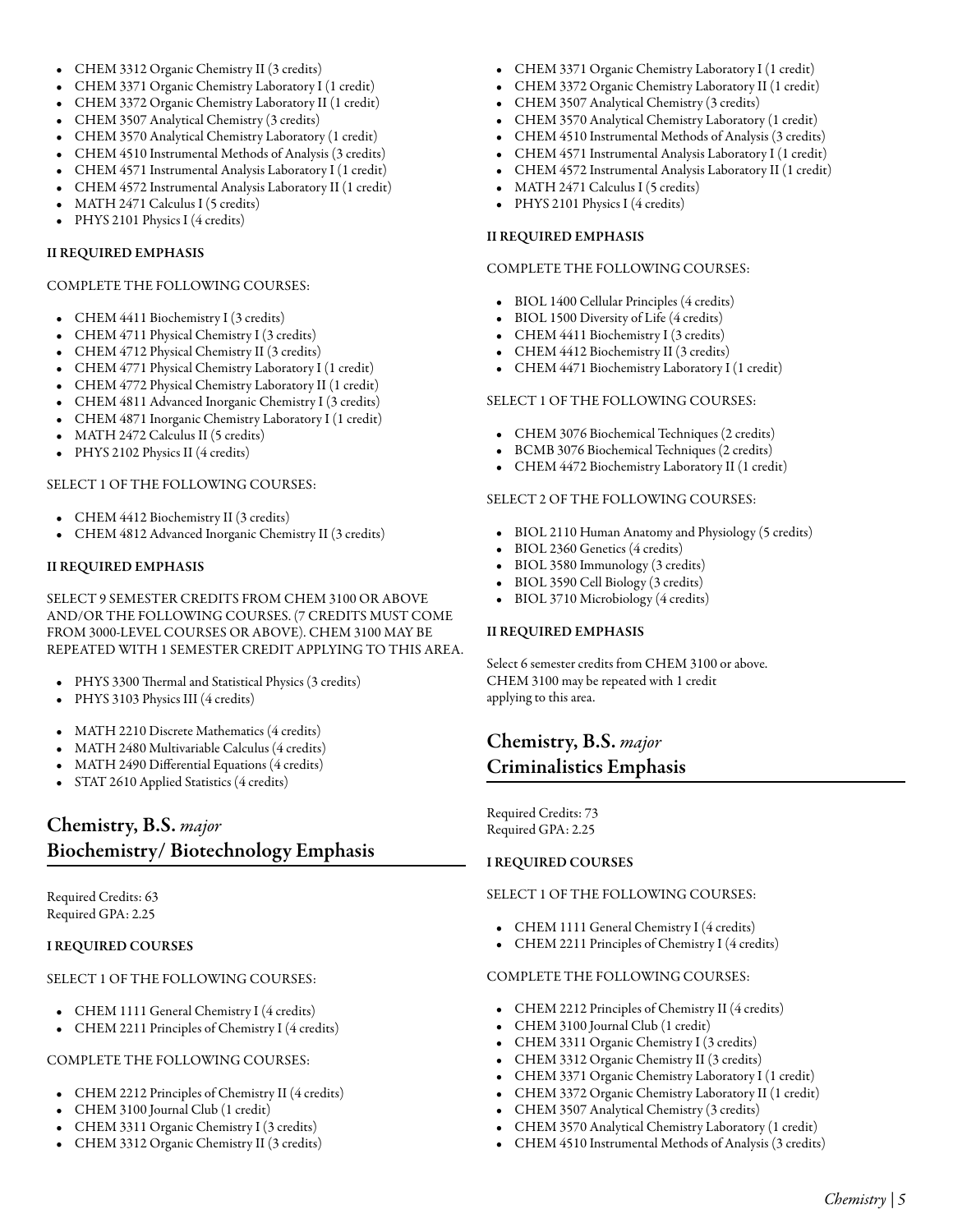- CHEM 3312 Organic Chemistry II (3 credits)
- CHEM 3371 Organic Chemistry Laboratory I (1 credit)
- CHEM 3372 Organic Chemistry Laboratory II (1 credit)
- CHEM 3507 Analytical Chemistry (3 credits)
- CHEM 3570 Analytical Chemistry Laboratory (1 credit)
- CHEM 4510 Instrumental Methods of Analysis (3 credits)
- CHEM 4571 Instrumental Analysis Laboratory I (1 credit)
- CHEM 4572 Instrumental Analysis Laboratory II (1 credit)
- MATH 2471 Calculus I (5 credits)
- PHYS 2101 Physics I (4 credits)

#### II REQUIRED EMPHASIS

COMPLETE THE FOLLOWING COURSES:

- CHEM 4411 Biochemistry I (3 credits)
- CHEM 4711 Physical Chemistry I (3 credits)
- CHEM 4712 Physical Chemistry II (3 credits)
- CHEM 4771 Physical Chemistry Laboratory I (1 credit)
- CHEM 4772 Physical Chemistry Laboratory II (1 credit)
- CHEM 4811 Advanced Inorganic Chemistry I (3 credits)
- CHEM 4871 Inorganic Chemistry Laboratory I (1 credit)
- MATH 2472 Calculus II (5 credits)
- PHYS 2102 Physics II (4 credits)

SELECT 1 OF THE FOLLOWING COURSES:

- CHEM 4412 Biochemistry II (3 credits)
- CHEM 4812 Advanced Inorganic Chemistry II (3 credits)

#### II REQUIRED EMPHASIS

SELECT 9 SEMESTER CREDITS FROM CHEM 3100 OR ABOVE AND/OR THE FOLLOWING COURSES. (7 CREDITS MUST COME FROM 3000-LEVEL COURSES OR ABOVE). CHEM 3100 MAY BE REPEATED WITH 1 SEMESTER CREDIT APPLYING TO THIS AREA.

- PHYS 3300 Thermal and Statistical Physics (3 credits)
- PHYS 3103 Physics III (4 credits)

- MATH 2210 Discrete Mathematics (4 credits)
- MATH 2480 Multivariable Calculus (4 credits)
- MATH 2490 Differential Equations (4 credits)
- STAT 2610 Applied Statistics (4 credits)

## Chemistry, B.S. *major* Biochemistry/ Biotechnology Emphasis

Required Credits: 63
Required GPA: 2.25

#### I REQUIRED COURSES

SELECT 1 OF THE FOLLOWING COURSES:

- CHEM 1111 General Chemistry I (4 credits)
- CHEM 2211 Principles of Chemistry I (4 credits)

COMPLETE THE FOLLOWING COURSES:

- CHEM 2212 Principles of Chemistry II (4 credits)
- CHEM 3100 Journal Club (1 credit)
- CHEM 3311 Organic Chemistry I (3 credits)
- CHEM 3312 Organic Chemistry II (3 credits)
- CHEM 3371 Organic Chemistry Laboratory I (1 credit)
- CHEM 3372 Organic Chemistry Laboratory II (1 credit)
- CHEM 3507 Analytical Chemistry (3 credits)
- CHEM 3570 Analytical Chemistry Laboratory (1 credit)
- CHEM 4510 Instrumental Methods of Analysis (3 credits)
- CHEM 4571 Instrumental Analysis Laboratory I (1 credit)
- CHEM 4572 Instrumental Analysis Laboratory II (1 credit)
- MATH 2471 Calculus I (5 credits)
- PHYS 2101 Physics I (4 credits)

#### II REQUIRED EMPHASIS

COMPLETE THE FOLLOWING COURSES:

- BIOL 1400 Cellular Principles (4 credits)
- BIOL 1500 Diversity of Life (4 credits)
- CHEM 4411 Biochemistry I (3 credits)
- CHEM 4412 Biochemistry II (3 credits)
- CHEM 4471 Biochemistry Laboratory I (1 credit)

SELECT 1 OF THE FOLLOWING COURSES:

- CHEM 3076 Biochemical Techniques (2 credits)
- BCMB 3076 Biochemical Techniques (2 credits)
- CHEM 4472 Biochemistry Laboratory II (1 credit)

SELECT 2 OF THE FOLLOWING COURSES:

- BIOL 2110 Human Anatomy and Physiology (5 credits)
- BIOL 2360 Genetics (4 credits)
- BIOL 3580 Immunology (3 credits)
- BIOL 3590 Cell Biology (3 credits)
- BIOL 3710 Microbiology (4 credits)

#### II REQUIRED EMPHASIS

Select 6 semester credits from CHEM 3100 or above. CHEM 3100 may be repeated with 1 credit applying to this area.

## Chemistry, B.S. *major* Criminalistics Emphasis

Required Credits: 73
Required GPA: 2.25

#### I REQUIRED COURSES

SELECT 1 OF THE FOLLOWING COURSES:

- CHEM 1111 General Chemistry I (4 credits)
- CHEM 2211 Principles of Chemistry I (4 credits)

COMPLETE THE FOLLOWING COURSES:

- CHEM 2212 Principles of Chemistry II (4 credits)
- CHEM 3100 Journal Club (1 credit)
- CHEM 3311 Organic Chemistry I (3 credits)
- CHEM 3312 Organic Chemistry II (3 credits)
- CHEM 3371 Organic Chemistry Laboratory I (1 credit)
- CHEM 3372 Organic Chemistry Laboratory II (1 credit)
- CHEM 3507 Analytical Chemistry (3 credits)
- CHEM 3570 Analytical Chemistry Laboratory (1 credit)
- CHEM 4510 Instrumental Methods of Analysis (3 credits)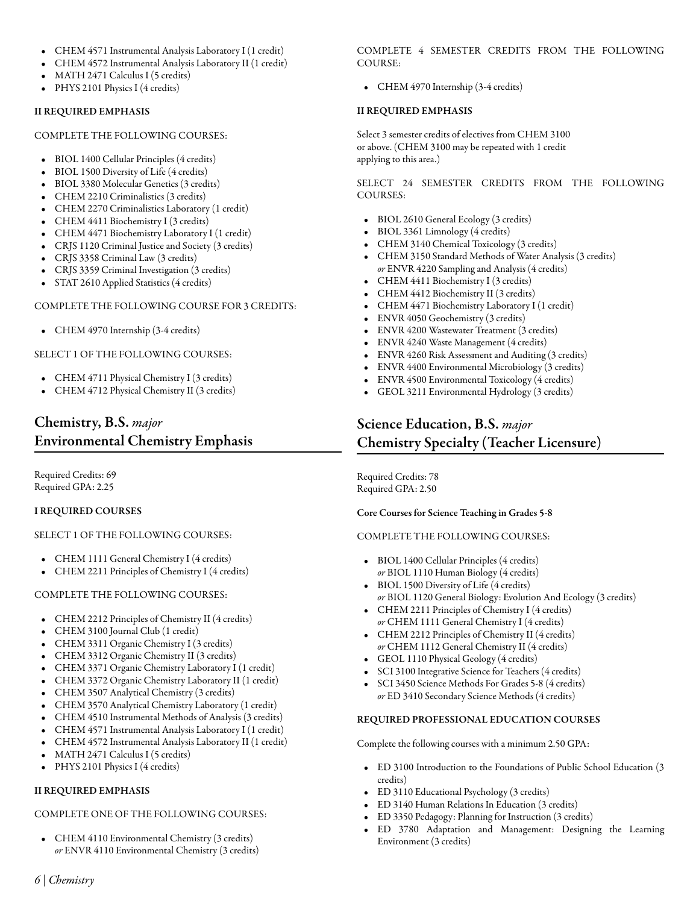- CHEM 4571 Instrumental Analysis Laboratory I (1 credit)
- CHEM 4572 Instrumental Analysis Laboratory II (1 credit)
- MATH 2471 Calculus I (5 credits)
- PHYS 2101 Physics I (4 credits)

#### II REQUIRED EMPHASIS

COMPLETE THE FOLLOWING COURSES:

- BIOL 1400 Cellular Principles (4 credits)
- BIOL 1500 Diversity of Life (4 credits)
- BIOL 3380 Molecular Genetics (3 credits)
- CHEM 2210 Criminalistics (3 credits)
- CHEM 2270 Criminalistics Laboratory (1 credit)
- CHEM 4411 Biochemistry I (3 credits)
- CHEM 4471 Biochemistry Laboratory I (1 credit)
- CRJS 1120 Criminal Justice and Society (3 credits)
- CRJS 3358 Criminal Law (3 credits)
- CRJS 3359 Criminal Investigation (3 credits)
- STAT 2610 Applied Statistics (4 credits)

COMPLETE THE FOLLOWING COURSE FOR 3 CREDITS:

- CHEM 4970 Internship (3-4 credits)

SELECT 1 OF THE FOLLOWING COURSES:

- CHEM 4711 Physical Chemistry I (3 credits)
- CHEM 4712 Physical Chemistry II (3 credits)

## Chemistry, B.S. *major* Environmental Chemistry Emphasis

Required Credits: 69
Required GPA: 2.25

#### I REQUIRED COURSES

SELECT 1 OF THE FOLLOWING COURSES:

- CHEM 1111 General Chemistry I (4 credits)
- CHEM 2211 Principles of Chemistry I (4 credits)

COMPLETE THE FOLLOWING COURSES:

- CHEM 2212 Principles of Chemistry II (4 credits)
- CHEM 3100 Journal Club (1 credit)
- CHEM 3311 Organic Chemistry I (3 credits)
- CHEM 3312 Organic Chemistry II (3 credits)
- CHEM 3371 Organic Chemistry Laboratory I (1 credit)
- CHEM 3372 Organic Chemistry Laboratory II (1 credit)
- CHEM 3507 Analytical Chemistry (3 credits)
- CHEM 3570 Analytical Chemistry Laboratory (1 credit)
- CHEM 4510 Instrumental Methods of Analysis (3 credits)
- CHEM 4571 Instrumental Analysis Laboratory I (1 credit)
- CHEM 4572 Instrumental Analysis Laboratory II (1 credit)
- MATH 2471 Calculus I (5 credits)
- PHYS 2101 Physics I (4 credits)

#### II REQUIRED EMPHASIS

COMPLETE ONE OF THE FOLLOWING COURSES:

- CHEM 4110 Environmental Chemistry (3 credits)
  *or* ENVR 4110 Environmental Chemistry (3 credits)

COMPLETE 4 SEMESTER CREDITS FROM THE FOLLOWING COURSE:

- CHEM 4970 Internship (3-4 credits)

#### II REQUIRED EMPHASIS

Select 3 semester credits of electives from CHEM 3100 or above. (CHEM 3100 may be repeated with 1 credit applying to this area.)

SELECT 24 SEMESTER CREDITS FROM THE FOLLOWING COURSES:

- BIOL 2610 General Ecology (3 credits)
- BIOL 3361 Limnology (4 credits)
- CHEM 3140 Chemical Toxicology (3 credits)
- CHEM 3150 Standard Methods of Water Analysis (3 credits)
  *or* ENVR 4220 Sampling and Analysis (4 credits)
- CHEM 4411 Biochemistry I (3 credits)
- CHEM 4412 Biochemistry II (3 credits)
- CHEM 4471 Biochemistry Laboratory I (1 credit)
- ENVR 4050 Geochemistry (3 credits)
- ENVR 4200 Wastewater Treatment (3 credits)
- ENVR 4240 Waste Management (4 credits)
- ENVR 4260 Risk Assessment and Auditing (3 credits)
- ENVR 4400 Environmental Microbiology (3 credits)
- ENVR 4500 Environmental Toxicology (4 credits)
- GEOL 3211 Environmental Hydrology (3 credits)

## Science Education, B.S. *major* Chemistry Specialty (Teacher Licensure)

Required Credits: 78
Required GPA: 2.50

#### Core Courses for Science Teaching in Grades 5-8

COMPLETE THE FOLLOWING COURSES:

- BIOL 1400 Cellular Principles (4 credits)
  *or* BIOL 1110 Human Biology (4 credits)
- BIOL 1500 Diversity of Life (4 credits)
  *or* BIOL 1120 General Biology: Evolution And Ecology (3 credits)
- CHEM 2211 Principles of Chemistry I (4 credits)
  *or* CHEM 1111 General Chemistry I (4 credits)
- CHEM 2212 Principles of Chemistry II (4 credits)
  *or* CHEM 1112 General Chemistry II (4 credits)
- GEOL 1110 Physical Geology (4 credits)
- SCI 3100 Integrative Science for Teachers (4 credits)
- SCI 3450 Science Methods For Grades 5-8 (4 credits)
  *or* ED 3410 Secondary Science Methods (4 credits)

#### REQUIRED PROFESSIONAL EDUCATION COURSES

Complete the following courses with a minimum 2.50 GPA:

- ED 3100 Introduction to the Foundations of Public School Education (3 credits)
- ED 3110 Educational Psychology (3 credits)
- ED 3140 Human Relations In Education (3 credits)
- ED 3350 Pedagogy: Planning for Instruction (3 credits)
- ED 3780 Adaptation and Management: Designing the Learning Environment (3 credits)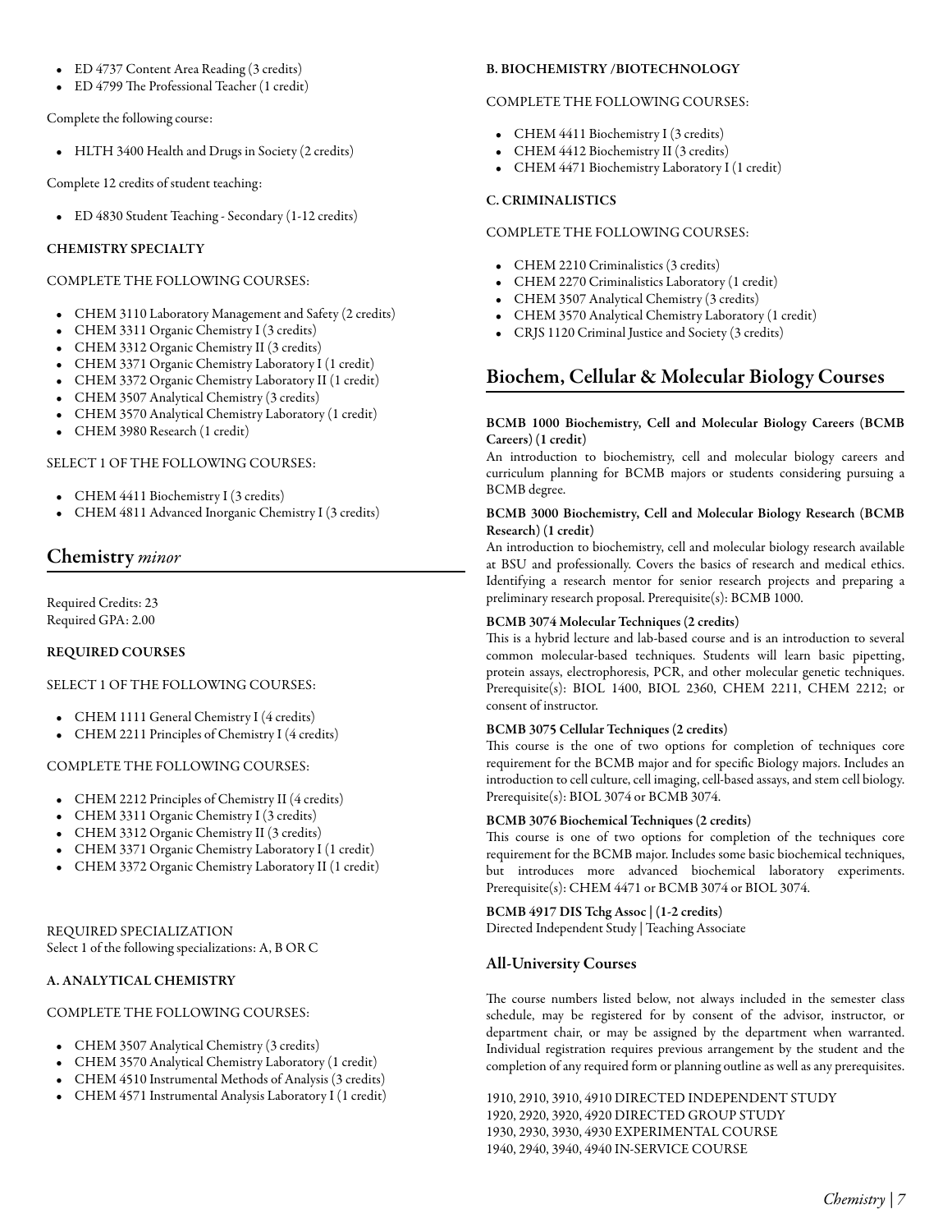- ED 4737 Content Area Reading (3 credits)
- ED 4799 The Professional Teacher (1 credit)

Complete the following course:

- HLTH 3400 Health and Drugs in Society (2 credits)

Complete 12 credits of student teaching:

- ED 4830 Student Teaching - Secondary (1-12 credits)

**CHEMISTRY SPECIALTY**

COMPLETE THE FOLLOWING COURSES:

- CHEM 3110 Laboratory Management and Safety (2 credits)
- CHEM 3311 Organic Chemistry I (3 credits)
- CHEM 3312 Organic Chemistry II (3 credits)
- CHEM 3371 Organic Chemistry Laboratory I (1 credit)
- CHEM 3372 Organic Chemistry Laboratory II (1 credit)
- CHEM 3507 Analytical Chemistry (3 credits)
- CHEM 3570 Analytical Chemistry Laboratory (1 credit)
- CHEM 3980 Research (1 credit)

SELECT 1 OF THE FOLLOWING COURSES:

- CHEM 4411 Biochemistry I (3 credits)
- CHEM 4811 Advanced Inorganic Chemistry I (3 credits)

## Chemistry *minor*

Required Credits: 23
Required GPA: 2.00

**REQUIRED COURSES**

SELECT 1 OF THE FOLLOWING COURSES:

- CHEM 1111 General Chemistry I (4 credits)
- CHEM 2211 Principles of Chemistry I (4 credits)

COMPLETE THE FOLLOWING COURSES:

- CHEM 2212 Principles of Chemistry II (4 credits)
- CHEM 3311 Organic Chemistry I (3 credits)
- CHEM 3312 Organic Chemistry II (3 credits)
- CHEM 3371 Organic Chemistry Laboratory I (1 credit)
- CHEM 3372 Organic Chemistry Laboratory II (1 credit)

REQUIRED SPECIALIZATION
Select 1 of the following specializations: A, B OR C

**A. ANALYTICAL CHEMISTRY**

COMPLETE THE FOLLOWING COURSES:

- CHEM 3507 Analytical Chemistry (3 credits)
- CHEM 3570 Analytical Chemistry Laboratory (1 credit)
- CHEM 4510 Instrumental Methods of Analysis (3 credits)
- CHEM 4571 Instrumental Analysis Laboratory I (1 credit)

**B. BIOCHEMISTRY /BIOTECHNOLOGY**

COMPLETE THE FOLLOWING COURSES:

- CHEM 4411 Biochemistry I (3 credits)
- CHEM 4412 Biochemistry II (3 credits)
- CHEM 4471 Biochemistry Laboratory I (1 credit)

**C. CRIMINALISTICS**

COMPLETE THE FOLLOWING COURSES:

- CHEM 2210 Criminalistics (3 credits)
- CHEM 2270 Criminalistics Laboratory (1 credit)
- CHEM 3507 Analytical Chemistry (3 credits)
- CHEM 3570 Analytical Chemistry Laboratory (1 credit)
- CRJS 1120 Criminal Justice and Society (3 credits)

## Biochem, Cellular & Molecular Biology Courses

**BCMB 1000 Biochemistry, Cell and Molecular Biology Careers (BCMB Careers) (1 credit)**
An introduction to biochemistry, cell and molecular biology careers and curriculum planning for BCMB majors or students considering pursuing a BCMB degree.

**BCMB 3000 Biochemistry, Cell and Molecular Biology Research (BCMB Research) (1 credit)**
An introduction to biochemistry, cell and molecular biology research available at BSU and professionally. Covers the basics of research and medical ethics. Identifying a research mentor for senior research projects and preparing a preliminary research proposal. Prerequisite(s): BCMB 1000.

**BCMB 3074 Molecular Techniques (2 credits)**
This is a hybrid lecture and lab-based course and is an introduction to several common molecular-based techniques. Students will learn basic pipetting, protein assays, electrophoresis, PCR, and other molecular genetic techniques. Prerequisite(s): BIOL 1400, BIOL 2360, CHEM 2211, CHEM 2212; or consent of instructor.

**BCMB 3075 Cellular Techniques (2 credits)**
This course is the one of two options for completion of techniques core requirement for the BCMB major and for specific Biology majors. Includes an introduction to cell culture, cell imaging, cell-based assays, and stem cell biology. Prerequisite(s): BIOL 3074 or BCMB 3074.

**BCMB 3076 Biochemical Techniques (2 credits)**
This course is one of two options for completion of the techniques core requirement for the BCMB major. Includes some basic biochemical techniques, but introduces more advanced biochemical laboratory experiments. Prerequisite(s): CHEM 4471 or BCMB 3074 or BIOL 3074.

**BCMB 4917 DIS Tchg Assoc | (1-2 credits)**
Directed Independent Study | Teaching Associate

### All-University Courses

The course numbers listed below, not always included in the semester class schedule, may be registered for by consent of the advisor, instructor, or department chair, or may be assigned by the department when warranted. Individual registration requires previous arrangement by the student and the completion of any required form or planning outline as well as any prerequisites.

1910, 2910, 3910, 4910 DIRECTED INDEPENDENT STUDY
1920, 2920, 3920, 4920 DIRECTED GROUP STUDY
1930, 2930, 3930, 4930 EXPERIMENTAL COURSE
1940, 2940, 3940, 4940 IN-SERVICE COURSE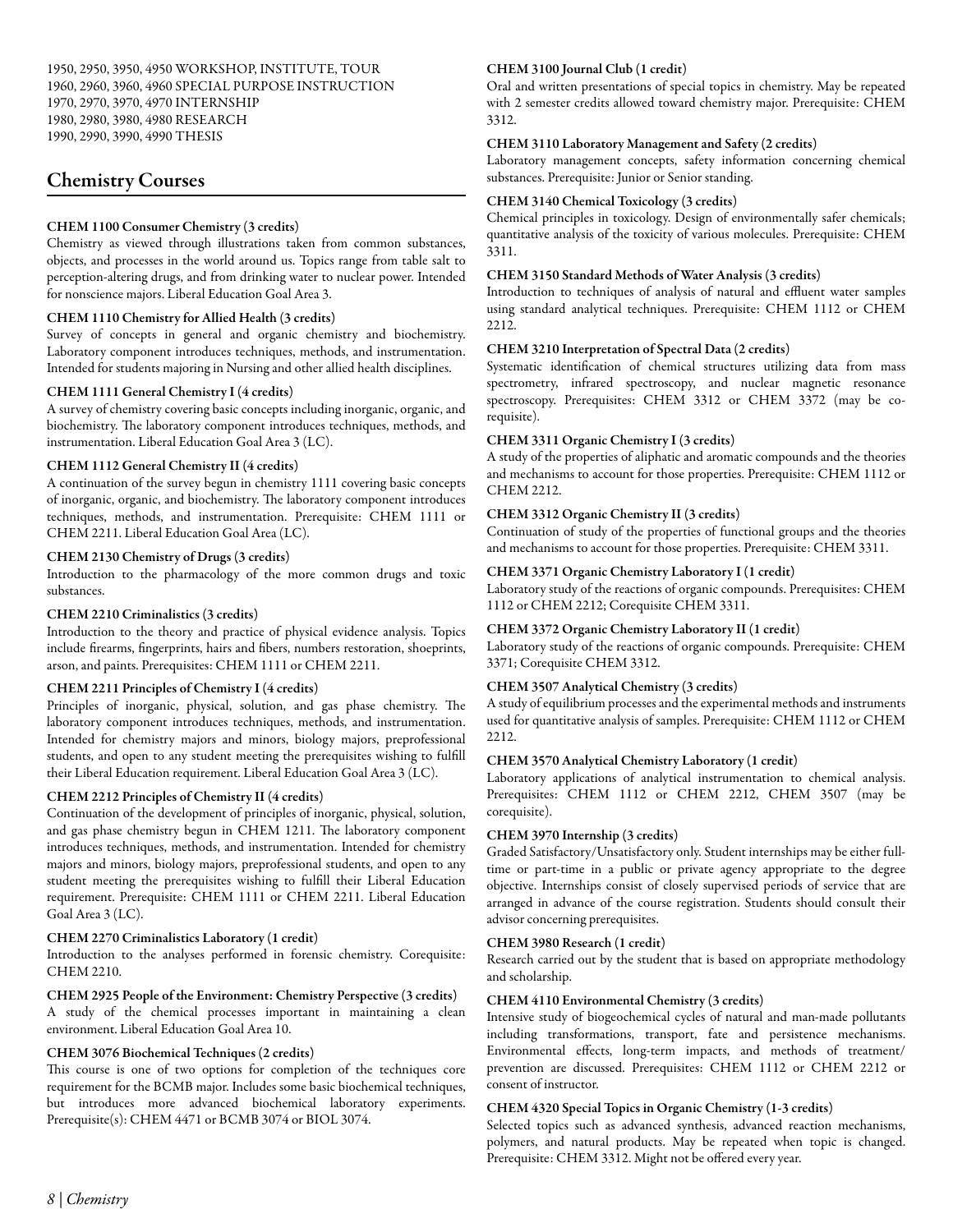1950, 2950, 3950, 4950 WORKSHOP, INSTITUTE, TOUR
1960, 2960, 3960, 4960 SPECIAL PURPOSE INSTRUCTION
1970, 2970, 3970, 4970 INTERNSHIP
1980, 2980, 3980, 4980 RESEARCH
1990, 2990, 3990, 4990 THESIS

## Chemistry Courses

**CHEM 1100 Consumer Chemistry (3 credits)**
Chemistry as viewed through illustrations taken from common substances, objects, and processes in the world around us. Topics range from table salt to perception-altering drugs, and from drinking water to nuclear power. Intended for nonscience majors. Liberal Education Goal Area 3.

**CHEM 1110 Chemistry for Allied Health (3 credits)**
Survey of concepts in general and organic chemistry and biochemistry. Laboratory component introduces techniques, methods, and instrumentation. Intended for students majoring in Nursing and other allied health disciplines.

**CHEM 1111 General Chemistry I (4 credits)**
A survey of chemistry covering basic concepts including inorganic, organic, and biochemistry. The laboratory component introduces techniques, methods, and instrumentation. Liberal Education Goal Area 3 (LC).

**CHEM 1112 General Chemistry II (4 credits)**
A continuation of the survey begun in chemistry 1111 covering basic concepts of inorganic, organic, and biochemistry. The laboratory component introduces techniques, methods, and instrumentation. Prerequisite: CHEM 1111 or CHEM 2211. Liberal Education Goal Area (LC).

**CHEM 2130 Chemistry of Drugs (3 credits)**
Introduction to the pharmacology of the more common drugs and toxic substances.

**CHEM 2210 Criminalistics (3 credits)**
Introduction to the theory and practice of physical evidence analysis. Topics include firearms, fingerprints, hairs and fibers, numbers restoration, shoeprints, arson, and paints. Prerequisites: CHEM 1111 or CHEM 2211.

**CHEM 2211 Principles of Chemistry I (4 credits)**
Principles of inorganic, physical, solution, and gas phase chemistry. The laboratory component introduces techniques, methods, and instrumentation. Intended for chemistry majors and minors, biology majors, preprofessional students, and open to any student meeting the prerequisites wishing to fulfill their Liberal Education requirement. Liberal Education Goal Area 3 (LC).

**CHEM 2212 Principles of Chemistry II (4 credits)**
Continuation of the development of principles of inorganic, physical, solution, and gas phase chemistry begun in CHEM 1211. The laboratory component introduces techniques, methods, and instrumentation. Intended for chemistry majors and minors, biology majors, preprofessional students, and open to any student meeting the prerequisites wishing to fulfill their Liberal Education requirement. Prerequisite: CHEM 1111 or CHEM 2211. Liberal Education Goal Area 3 (LC).

**CHEM 2270 Criminalistics Laboratory (1 credit)**
Introduction to the analyses performed in forensic chemistry. Corequisite: CHEM 2210.

**CHEM 2925 People of the Environment: Chemistry Perspective (3 credits)**
A study of the chemical processes important in maintaining a clean environment. Liberal Education Goal Area 10.

**CHEM 3076 Biochemical Techniques (2 credits)**
This course is one of two options for completion of the techniques core requirement for the BCMB major. Includes some basic biochemical techniques, but introduces more advanced biochemical laboratory experiments. Prerequisite(s): CHEM 4471 or BCMB 3074 or BIOL 3074.

**CHEM 3100 Journal Club (1 credit)**
Oral and written presentations of special topics in chemistry. May be repeated with 2 semester credits allowed toward chemistry major. Prerequisite: CHEM 3312.

**CHEM 3110 Laboratory Management and Safety (2 credits)**
Laboratory management concepts, safety information concerning chemical substances. Prerequisite: Junior or Senior standing.

**CHEM 3140 Chemical Toxicology (3 credits)**
Chemical principles in toxicology. Design of environmentally safer chemicals; quantitative analysis of the toxicity of various molecules. Prerequisite: CHEM 3311.

**CHEM 3150 Standard Methods of Water Analysis (3 credits)**
Introduction to techniques of analysis of natural and effluent water samples using standard analytical techniques. Prerequisite: CHEM 1112 or CHEM 2212.

**CHEM 3210 Interpretation of Spectral Data (2 credits)**
Systematic identification of chemical structures utilizing data from mass spectrometry, infrared spectroscopy, and nuclear magnetic resonance spectroscopy. Prerequisites: CHEM 3312 or CHEM 3372 (may be co-requisite).

**CHEM 3311 Organic Chemistry I (3 credits)**
A study of the properties of aliphatic and aromatic compounds and the theories and mechanisms to account for those properties. Prerequisite: CHEM 1112 or CHEM 2212.

**CHEM 3312 Organic Chemistry II (3 credits)**
Continuation of study of the properties of functional groups and the theories and mechanisms to account for those properties. Prerequisite: CHEM 3311.

**CHEM 3371 Organic Chemistry Laboratory I (1 credit)**
Laboratory study of the reactions of organic compounds. Prerequisites: CHEM 1112 or CHEM 2212; Corequisite CHEM 3311.

**CHEM 3372 Organic Chemistry Laboratory II (1 credit)**
Laboratory study of the reactions of organic compounds. Prerequisite: CHEM 3371; Corequisite CHEM 3312.

**CHEM 3507 Analytical Chemistry (3 credits)**
A study of equilibrium processes and the experimental methods and instruments used for quantitative analysis of samples. Prerequisite: CHEM 1112 or CHEM 2212.

**CHEM 3570 Analytical Chemistry Laboratory (1 credit)**
Laboratory applications of analytical instrumentation to chemical analysis. Prerequisites: CHEM 1112 or CHEM 2212, CHEM 3507 (may be corequisite).

**CHEM 3970 Internship (3 credits)**
Graded Satisfactory/Unsatisfactory only. Student internships may be either full-time or part-time in a public or private agency appropriate to the degree objective. Internships consist of closely supervised periods of service that are arranged in advance of the course registration. Students should consult their advisor concerning prerequisites.

**CHEM 3980 Research (1 credit)**
Research carried out by the student that is based on appropriate methodology and scholarship.

**CHEM 4110 Environmental Chemistry (3 credits)**
Intensive study of biogeochemical cycles of natural and man-made pollutants including transformations, transport, fate and persistence mechanisms. Environmental effects, long-term impacts, and methods of treatment/prevention are discussed. Prerequisites: CHEM 1112 or CHEM 2212 or consent of instructor.

**CHEM 4320 Special Topics in Organic Chemistry (1-3 credits)**
Selected topics such as advanced synthesis, advanced reaction mechanisms, polymers, and natural products. May be repeated when topic is changed. Prerequisite: CHEM 3312. Might not be offered every year.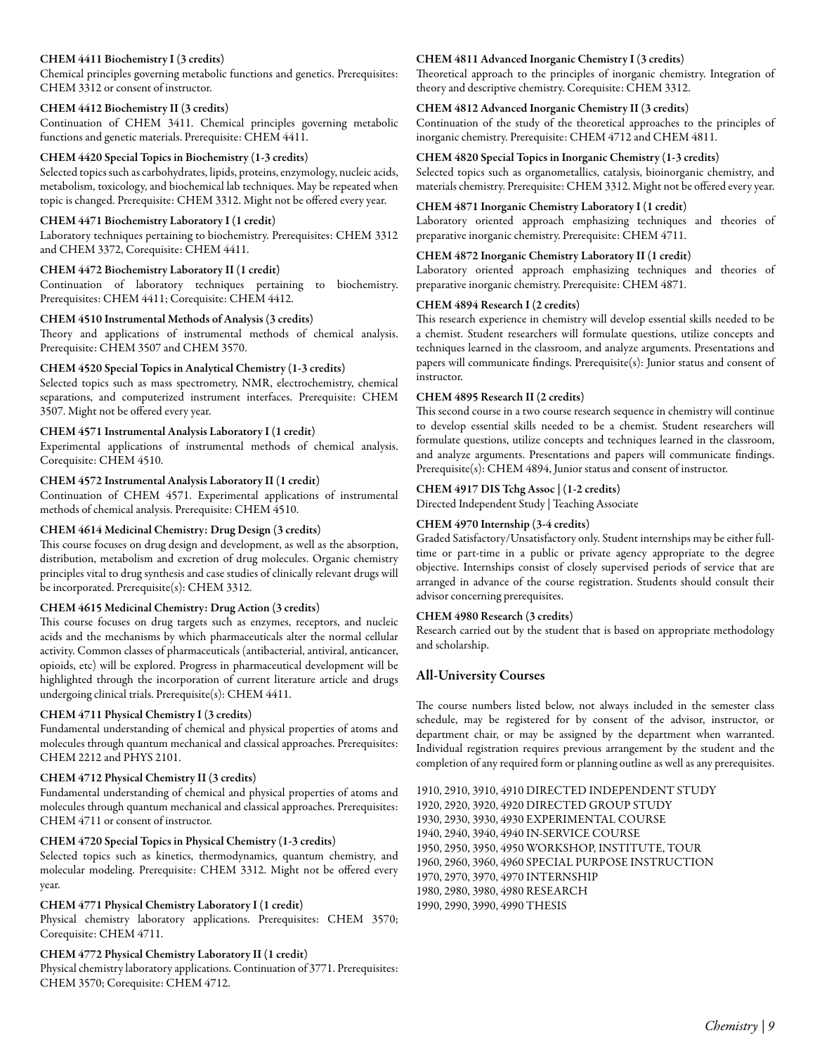**CHEM 4411 Biochemistry I (3 credits)**
Chemical principles governing metabolic functions and genetics. Prerequisites: CHEM 3312 or consent of instructor.

**CHEM 4412 Biochemistry II (3 credits)**
Continuation of CHEM 3411. Chemical principles governing metabolic functions and genetic materials. Prerequisite: CHEM 4411.

**CHEM 4420 Special Topics in Biochemistry (1-3 credits)**
Selected topics such as carbohydrates, lipids, proteins, enzymology, nucleic acids, metabolism, toxicology, and biochemical lab techniques. May be repeated when topic is changed. Prerequisite: CHEM 3312. Might not be offered every year.

**CHEM 4471 Biochemistry Laboratory I (1 credit)**
Laboratory techniques pertaining to biochemistry. Prerequisites: CHEM 3312 and CHEM 3372, Corequisite: CHEM 4411.

**CHEM 4472 Biochemistry Laboratory II (1 credit)**
Continuation of laboratory techniques pertaining to biochemistry. Prerequisites: CHEM 4411; Corequisite: CHEM 4412.

**CHEM 4510 Instrumental Methods of Analysis (3 credits)**
Theory and applications of instrumental methods of chemical analysis. Prerequisite: CHEM 3507 and CHEM 3570.

**CHEM 4520 Special Topics in Analytical Chemistry (1-3 credits)**
Selected topics such as mass spectrometry, NMR, electrochemistry, chemical separations, and computerized instrument interfaces. Prerequisite: CHEM 3507. Might not be offered every year.

**CHEM 4571 Instrumental Analysis Laboratory I (1 credit)**
Experimental applications of instrumental methods of chemical analysis. Corequisite: CHEM 4510.

**CHEM 4572 Instrumental Analysis Laboratory II (1 credit)**
Continuation of CHEM 4571. Experimental applications of instrumental methods of chemical analysis. Prerequisite: CHEM 4510.

**CHEM 4614 Medicinal Chemistry: Drug Design (3 credits)**
This course focuses on drug design and development, as well as the absorption, distribution, metabolism and excretion of drug molecules. Organic chemistry principles vital to drug synthesis and case studies of clinically relevant drugs will be incorporated. Prerequisite(s): CHEM 3312.

**CHEM 4615 Medicinal Chemistry: Drug Action (3 credits)**
This course focuses on drug targets such as enzymes, receptors, and nucleic acids and the mechanisms by which pharmaceuticals alter the normal cellular activity. Common classes of pharmaceuticals (antibacterial, antiviral, anticancer, opioids, etc) will be explored. Progress in pharmaceutical development will be highlighted through the incorporation of current literature article and drugs undergoing clinical trials. Prerequisite(s): CHEM 4411.

**CHEM 4711 Physical Chemistry I (3 credits)**
Fundamental understanding of chemical and physical properties of atoms and molecules through quantum mechanical and classical approaches. Prerequisites: CHEM 2212 and PHYS 2101.

**CHEM 4712 Physical Chemistry II (3 credits)**
Fundamental understanding of chemical and physical properties of atoms and molecules through quantum mechanical and classical approaches. Prerequisites: CHEM 4711 or consent of instructor.

**CHEM 4720 Special Topics in Physical Chemistry (1-3 credits)**
Selected topics such as kinetics, thermodynamics, quantum chemistry, and molecular modeling. Prerequisite: CHEM 3312. Might not be offered every year.

**CHEM 4771 Physical Chemistry Laboratory I (1 credit)**
Physical chemistry laboratory applications. Prerequisites: CHEM 3570; Corequisite: CHEM 4711.

**CHEM 4772 Physical Chemistry Laboratory II (1 credit)**
Physical chemistry laboratory applications. Continuation of 3771. Prerequisites: CHEM 3570; Corequisite: CHEM 4712.

**CHEM 4811 Advanced Inorganic Chemistry I (3 credits)**
Theoretical approach to the principles of inorganic chemistry. Integration of theory and descriptive chemistry. Corequisite: CHEM 3312.

**CHEM 4812 Advanced Inorganic Chemistry II (3 credits)**
Continuation of the study of the theoretical approaches to the principles of inorganic chemistry. Prerequisite: CHEM 4712 and CHEM 4811.

**CHEM 4820 Special Topics in Inorganic Chemistry (1-3 credits)**
Selected topics such as organometallics, catalysis, bioinorganic chemistry, and materials chemistry. Prerequisite: CHEM 3312. Might not be offered every year.

**CHEM 4871 Inorganic Chemistry Laboratory I (1 credit)**
Laboratory oriented approach emphasizing techniques and theories of preparative inorganic chemistry. Prerequisite: CHEM 4711.

**CHEM 4872 Inorganic Chemistry Laboratory II (1 credit)**
Laboratory oriented approach emphasizing techniques and theories of preparative inorganic chemistry. Prerequisite: CHEM 4871.

**CHEM 4894 Research I (2 credits)**
This research experience in chemistry will develop essential skills needed to be a chemist. Student researchers will formulate questions, utilize concepts and techniques learned in the classroom, and analyze arguments. Presentations and papers will communicate findings. Prerequisite(s): Junior status and consent of instructor.

**CHEM 4895 Research II (2 credits)**
This second course in a two course research sequence in chemistry will continue to develop essential skills needed to be a chemist. Student researchers will formulate questions, utilize concepts and techniques learned in the classroom, and analyze arguments. Presentations and papers will communicate findings. Prerequisite(s): CHEM 4894, Junior status and consent of instructor.

**CHEM 4917 DIS Tchg Assoc | (1-2 credits)**
Directed Independent Study | Teaching Associate

**CHEM 4970 Internship (3-4 credits)**
Graded Satisfactory/Unsatisfactory only. Student internships may be either full-time or part-time in a public or private agency appropriate to the degree objective. Internships consist of closely supervised periods of service that are arranged in advance of the course registration. Students should consult their advisor concerning prerequisites.

**CHEM 4980 Research (3 credits)**
Research carried out by the student that is based on appropriate methodology and scholarship.

## All-University Courses

The course numbers listed below, not always included in the semester class schedule, may be registered for by consent of the advisor, instructor, or department chair, or may be assigned by the department when warranted. Individual registration requires previous arrangement by the student and the completion of any required form or planning outline as well as any prerequisites.

1910, 2910, 3910, 4910 DIRECTED INDEPENDENT STUDY
1920, 2920, 3920, 4920 DIRECTED GROUP STUDY
1930, 2930, 3930, 4930 EXPERIMENTAL COURSE
1940, 2940, 3940, 4940 IN-SERVICE COURSE
1950, 2950, 3950, 4950 WORKSHOP, INSTITUTE, TOUR
1960, 2960, 3960, 4960 SPECIAL PURPOSE INSTRUCTION
1970, 2970, 3970, 4970 INTERNSHIP
1980, 2980, 3980, 4980 RESEARCH
1990, 2990, 3990, 4990 THESIS